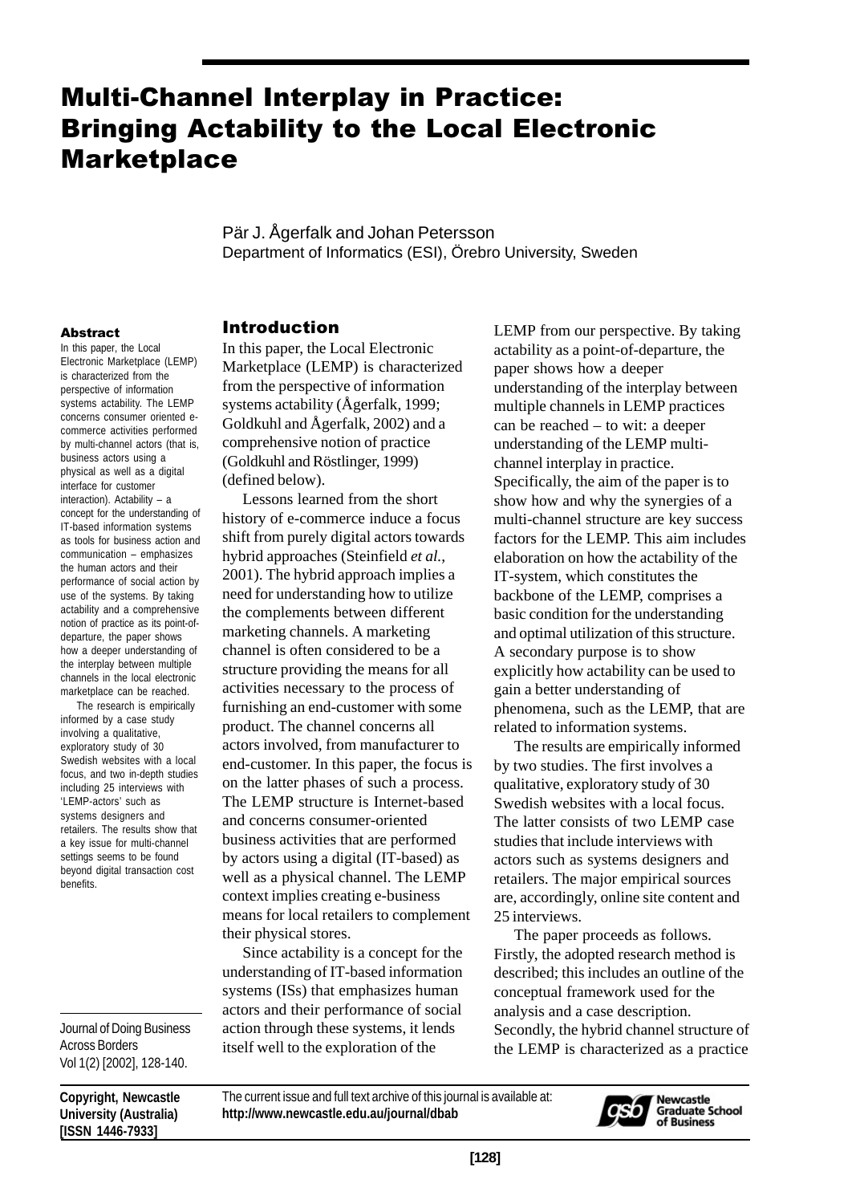# Multi-Channel Interplay in Practice: Bringing Actability to the Local Electronic Marketplace

Pär J. Ågerfalk and Johan Petersson
Department of Informatics (ESI), Örebro University, Sweden

#### Abstract

In this paper, the Local Electronic Marketplace (LEMP) is characterized from the perspective of information systems actability. The LEMP concerns consumer oriented e-commerce activities performed by multi-channel actors (that is, business actors using a physical as well as a digital interface for customer interaction). Actability – a concept for the understanding of IT-based information systems as tools for business action and communication – emphasizes the human actors and their performance of social action by use of the systems. By taking actability and a comprehensive notion of practice as its point-of-departure, the paper shows how a deeper understanding of the interplay between multiple channels in the local electronic marketplace can be reached.

The research is empirically informed by a case study involving a qualitative, exploratory study of 30 Swedish websites with a local focus, and two in-depth studies including 25 interviews with 'LEMP-actors' such as systems designers and retailers. The results show that a key issue for multi-channel settings seems to be found beyond digital transaction cost benefits.

Journal of Doing Business Across Borders
Vol 1(2) [2002], 128-140.

**Copyright, Newcastle University (Australia) [ISSN 1446-7933]**

The current issue and full text archive of this journal is available at: **http://www.newcastle.edu.au/journal/dbab**

## Introduction

In this paper, the Local Electronic Marketplace (LEMP) is characterized from the perspective of information systems actability (Ågerfalk, 1999; Goldkuhl and Ågerfalk, 2002) and a comprehensive notion of practice (Goldkuhl and Röstlinger, 1999) (defined below).

Lessons learned from the short history of e-commerce induce a focus shift from purely digital actors towards hybrid approaches (Steinfield *et al.*, 2001). The hybrid approach implies a need for understanding how to utilize the complements between different marketing channels. A marketing channel is often considered to be a structure providing the means for all activities necessary to the process of furnishing an end-customer with some product. The channel concerns all actors involved, from manufacturer to end-customer. In this paper, the focus is on the latter phases of such a process. The LEMP structure is Internet-based and concerns consumer-oriented business activities that are performed by actors using a digital (IT-based) as well as a physical channel. The LEMP context implies creating e-business means for local retailers to complement their physical stores.

Since actability is a concept for the understanding of IT-based information systems (ISs) that emphasizes human actors and their performance of social action through these systems, it lends itself well to the exploration of the LEMP from our perspective. By taking actability as a point-of-departure, the paper shows how a deeper understanding of the interplay between multiple channels in LEMP practices can be reached – to wit: a deeper understanding of the LEMP multi-channel interplay in practice. Specifically, the aim of the paper is to show how and why the synergies of a multi-channel structure are key success factors for the LEMP. This aim includes elaboration on how the actability of the IT-system, which constitutes the backbone of the LEMP, comprises a basic condition for the understanding and optimal utilization of this structure. A secondary purpose is to show explicitly how actability can be used to gain a better understanding of phenomena, such as the LEMP, that are related to information systems.

The results are empirically informed by two studies. The first involves a qualitative, exploratory study of 30 Swedish websites with a local focus. The latter consists of two LEMP case studies that include interviews with actors such as systems designers and retailers. The major empirical sources are, accordingly, online site content and 25 interviews.

The paper proceeds as follows. Firstly, the adopted research method is described; this includes an outline of the conceptual framework used for the analysis and a case description. Secondly, the hybrid channel structure of the LEMP is characterized as a practice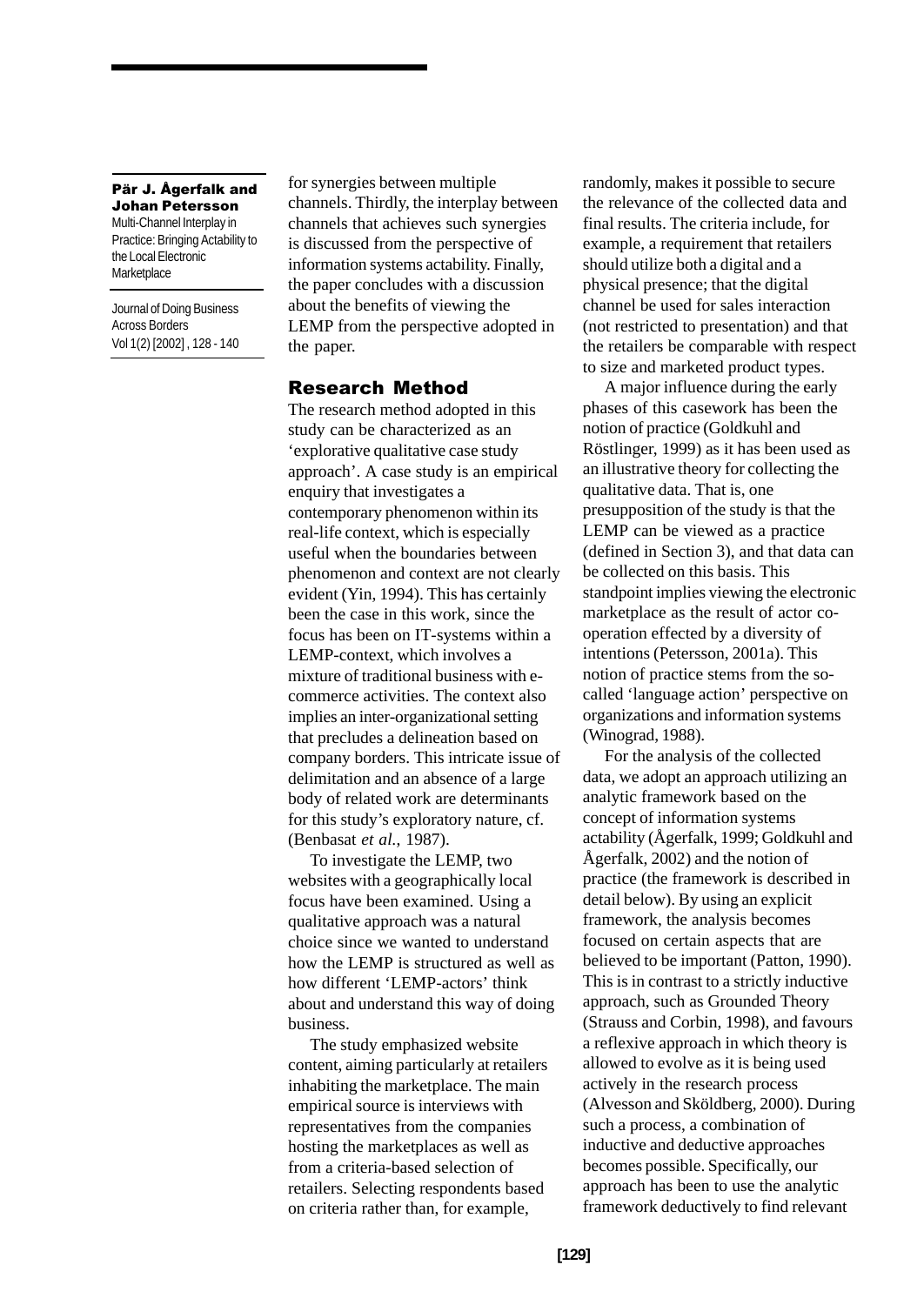for synergies between multiple channels. Thirdly, the interplay between channels that achieves such synergies is discussed from the perspective of information systems actability. Finally, the paper concludes with a discussion about the benefits of viewing the LEMP from the perspective adopted in the paper.

## Research Method

The research method adopted in this study can be characterized as an 'explorative qualitative case study approach'. A case study is an empirical enquiry that investigates a contemporary phenomenon within its real-life context, which is especially useful when the boundaries between phenomenon and context are not clearly evident (Yin, 1994). This has certainly been the case in this work, since the focus has been on IT-systems within a LEMP-context, which involves a mixture of traditional business with e-commerce activities. The context also implies an inter-organizational setting that precludes a delineation based on company borders. This intricate issue of delimitation and an absence of a large body of related work are determinants for this study's exploratory nature, cf. (Benbasat *et al.*, 1987).

To investigate the LEMP, two websites with a geographically local focus have been examined. Using a qualitative approach was a natural choice since we wanted to understand how the LEMP is structured as well as how different 'LEMP-actors' think about and understand this way of doing business.

The study emphasized website content, aiming particularly at retailers inhabiting the marketplace. The main empirical source is interviews with representatives from the companies hosting the marketplaces as well as from a criteria-based selection of retailers. Selecting respondents based on criteria rather than, for example, randomly, makes it possible to secure the relevance of the collected data and final results. The criteria include, for example, a requirement that retailers should utilize both a digital and a physical presence; that the digital channel be used for sales interaction (not restricted to presentation) and that the retailers be comparable with respect to size and marketed product types.

A major influence during the early phases of this casework has been the notion of practice (Goldkuhl and Röstlinger, 1999) as it has been used as an illustrative theory for collecting the qualitative data. That is, one presupposition of the study is that the LEMP can be viewed as a practice (defined in Section 3), and that data can be collected on this basis. This standpoint implies viewing the electronic marketplace as the result of actor co-operation effected by a diversity of intentions (Petersson, 2001a). This notion of practice stems from the so-called 'language action' perspective on organizations and information systems (Winograd, 1988).

For the analysis of the collected data, we adopt an approach utilizing an analytic framework based on the concept of information systems actability (Ågerfalk, 1999; Goldkuhl and Ågerfalk, 2002) and the notion of practice (the framework is described in detail below). By using an explicit framework, the analysis becomes focused on certain aspects that are believed to be important (Patton, 1990). This is in contrast to a strictly inductive approach, such as Grounded Theory (Strauss and Corbin, 1998), and favours a reflexive approach in which theory is allowed to evolve as it is being used actively in the research process (Alvesson and Sköldberg, 2000). During such a process, a combination of inductive and deductive approaches becomes possible. Specifically, our approach has been to use the analytic framework deductively to find relevant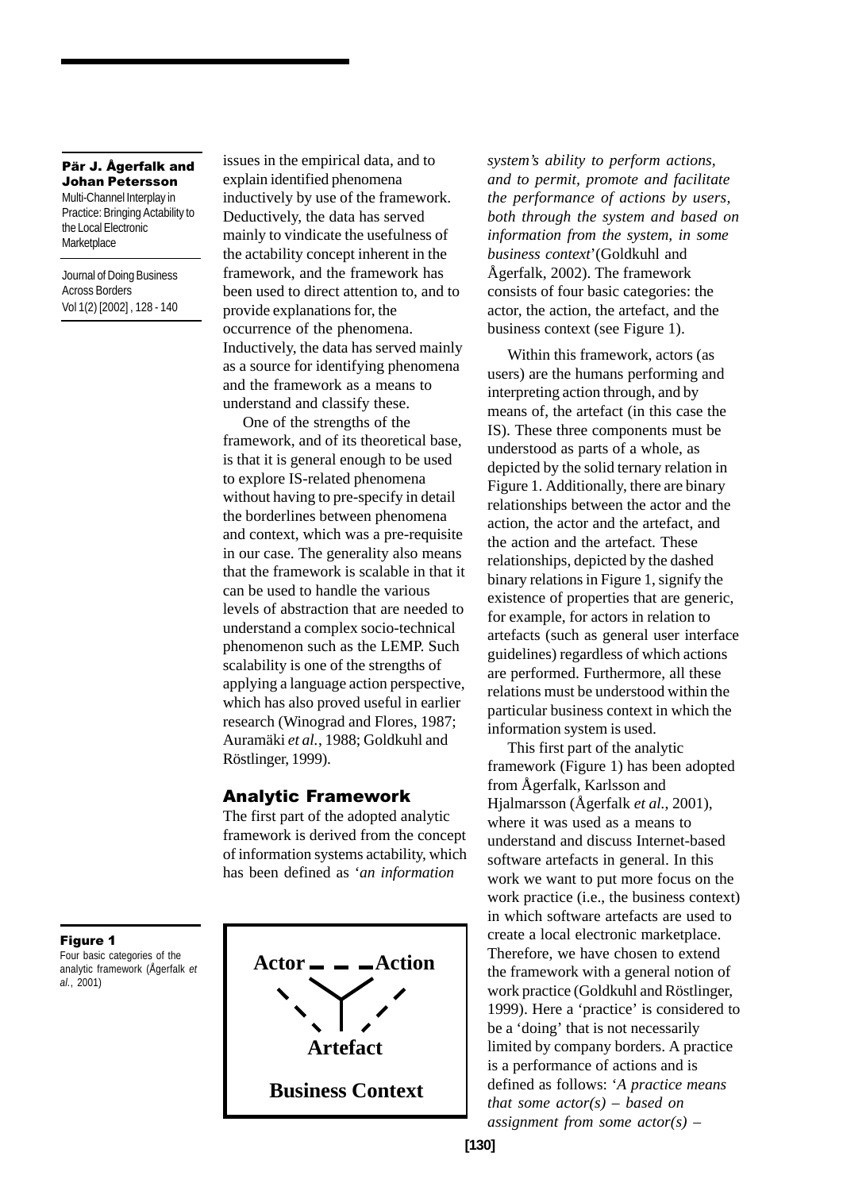issues in the empirical data, and to explain identified phenomena inductively by use of the framework. Deductively, the data has served mainly to vindicate the usefulness of the actability concept inherent in the framework, and the framework has been used to direct attention to, and to provide explanations for, the occurrence of the phenomena. Inductively, the data has served mainly as a source for identifying phenomena and the framework as a means to understand and classify these.

One of the strengths of the framework, and of its theoretical base, is that it is general enough to be used to explore IS-related phenomena without having to pre-specify in detail the borderlines between phenomena and context, which was a pre-requisite in our case. The generality also means that the framework is scalable in that it can be used to handle the various levels of abstraction that are needed to understand a complex socio-technical phenomenon such as the LEMP. Such scalability is one of the strengths of applying a language action perspective, which has also proved useful in earlier research (Winograd and Flores, 1987; Auramäki *et al.*, 1988; Goldkuhl and Röstlinger, 1999).

## Analytic Framework

The first part of the adopted analytic framework is derived from the concept of information systems actability, which has been defined as '*an information system's ability to perform actions, and to permit, promote and facilitate the performance of actions by users, both through the system and based on information from the system, in some business context*' (Goldkuhl and Ågerfalk, 2002). The framework consists of four basic categories: the actor, the action, the artefact, and the business context (see Figure 1).

**Figure 1**
Four basic categories of the analytic framework (Ågerfalk *et al.*, 2001)

Actor – – – Action
Artefact
Business Context

Within this framework, actors (as users) are the humans performing and interpreting action through, and by means of, the artefact (in this case the IS). These three components must be understood as parts of a whole, as depicted by the solid ternary relation in Figure 1. Additionally, there are binary relationships between the actor and the action, the actor and the artefact, and the action and the artefact. These relationships, depicted by the dashed binary relations in Figure 1, signify the existence of properties that are generic, for example, for actors in relation to artefacts (such as general user interface guidelines) regardless of which actions are performed. Furthermore, all these relations must be understood within the particular business context in which the information system is used.

This first part of the analytic framework (Figure 1) has been adopted from Ågerfalk, Karlsson and Hjalmarsson (Ågerfalk *et al.*, 2001), where it was used as a means to understand and discuss Internet-based software artefacts in general. In this work we want to put more focus on the work practice (i.e., the business context) in which software artefacts are used to create a local electronic marketplace. Therefore, we have chosen to extend the framework with a general notion of work practice (Goldkuhl and Röstlinger, 1999). Here a 'practice' is considered to be a 'doing' that is not necessarily limited by company borders. A practice is a performance of actions and is defined as follows: '*A practice means that some actor(s) – based on assignment from some actor(s) –*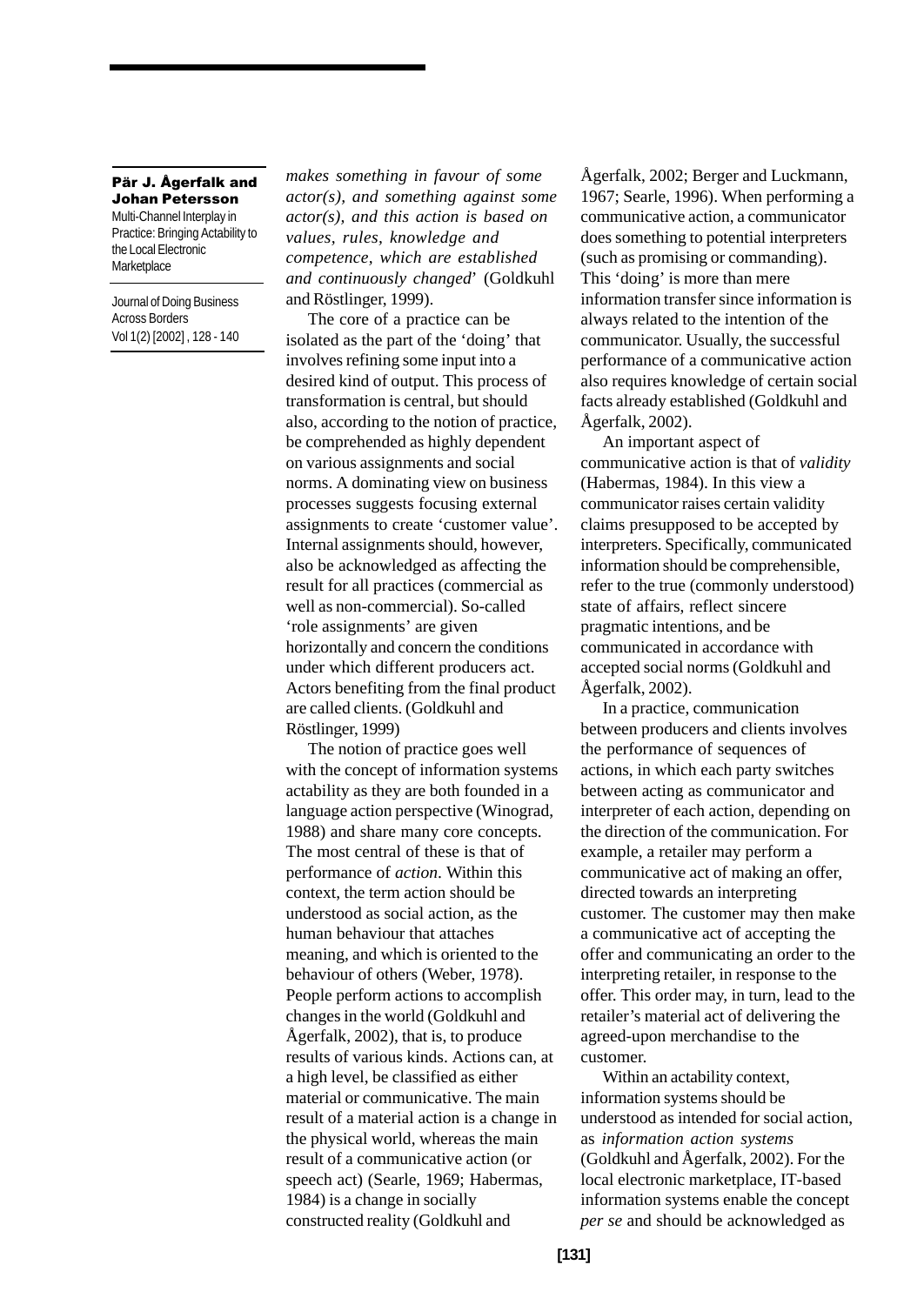*makes something in favour of some actor(s), and something against some actor(s), and this action is based on values, rules, knowledge and competence, which are established and continuously changed*' (Goldkuhl and Röstlinger, 1999).

The core of a practice can be isolated as the part of the 'doing' that involves refining some input into a desired kind of output. This process of transformation is central, but should also, according to the notion of practice, be comprehended as highly dependent on various assignments and social norms. A dominating view on business processes suggests focusing external assignments to create 'customer value'. Internal assignments should, however, also be acknowledged as affecting the result for all practices (commercial as well as non-commercial). So-called 'role assignments' are given horizontally and concern the conditions under which different producers act. Actors benefiting from the final product are called clients. (Goldkuhl and Röstlinger, 1999)

The notion of practice goes well with the concept of information systems actability as they are both founded in a language action perspective (Winograd, 1988) and share many core concepts. The most central of these is that of performance of *action*. Within this context, the term action should be understood as social action, as the human behaviour that attaches meaning, and which is oriented to the behaviour of others (Weber, 1978). People perform actions to accomplish changes in the world (Goldkuhl and Ågerfalk, 2002), that is, to produce results of various kinds. Actions can, at a high level, be classified as either material or communicative. The main result of a material action is a change in the physical world, whereas the main result of a communicative action (or speech act) (Searle, 1969; Habermas, 1984) is a change in socially constructed reality (Goldkuhl and Ågerfalk, 2002; Berger and Luckmann, 1967; Searle, 1996). When performing a communicative action, a communicator does something to potential interpreters (such as promising or commanding). This 'doing' is more than mere information transfer since information is always related to the intention of the communicator. Usually, the successful performance of a communicative action also requires knowledge of certain social facts already established (Goldkuhl and Ågerfalk, 2002).

An important aspect of communicative action is that of *validity* (Habermas, 1984). In this view a communicator raises certain validity claims presupposed to be accepted by interpreters. Specifically, communicated information should be comprehensible, refer to the true (commonly understood) state of affairs, reflect sincere pragmatic intentions, and be communicated in accordance with accepted social norms (Goldkuhl and Ågerfalk, 2002).

In a practice, communication between producers and clients involves the performance of sequences of actions, in which each party switches between acting as communicator and interpreter of each action, depending on the direction of the communication. For example, a retailer may perform a communicative act of making an offer, directed towards an interpreting customer. The customer may then make a communicative act of accepting the offer and communicating an order to the interpreting retailer, in response to the offer. This order may, in turn, lead to the retailer's material act of delivering the agreed-upon merchandise to the customer.

Within an actability context, information systems should be understood as intended for social action, as *information action systems* (Goldkuhl and Ågerfalk, 2002). For the local electronic marketplace, IT-based information systems enable the concept *per se* and should be acknowledged as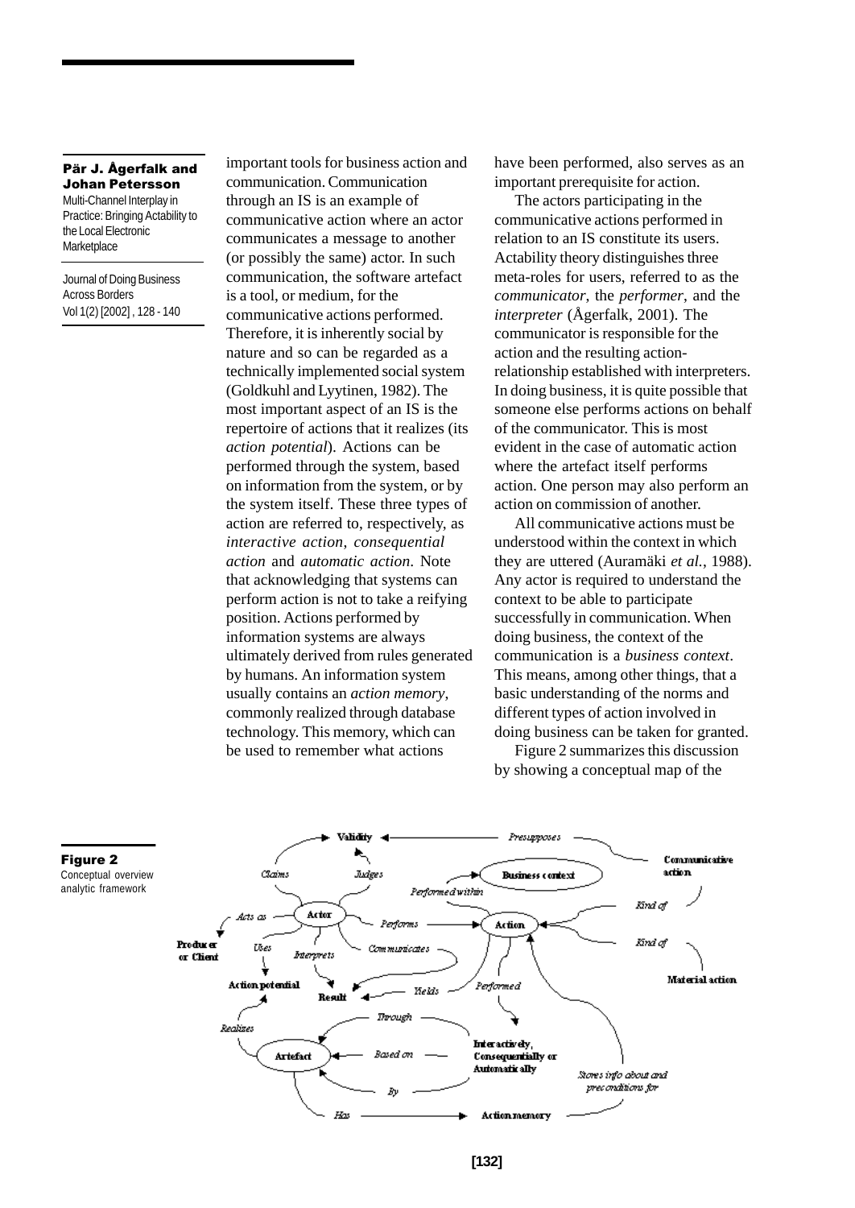important tools for business action and communication. Communication through an IS is an example of communicative action where an actor communicates a message to another (or possibly the same) actor. In such communication, the software artefact is a tool, or medium, for the communicative actions performed. Therefore, it is inherently social by nature and so can be regarded as a technically implemented social system (Goldkuhl and Lyytinen, 1982). The most important aspect of an IS is the repertoire of actions that it realizes (its *action potential*). Actions can be performed through the system, based on information from the system, or by the system itself. These three types of action are referred to, respectively, as *interactive action*, *consequential action* and *automatic action*. Note that acknowledging that systems can perform action is not to take a reifying position. Actions performed by information systems are always ultimately derived from rules generated by humans. An information system usually contains an *action memory*, commonly realized through database technology. This memory, which can be used to remember what actions have been performed, also serves as an important prerequisite for action.

The actors participating in the communicative actions performed in relation to an IS constitute its users. Actability theory distinguishes three meta-roles for users, referred to as the *communicator*, the *performer*, and the *interpreter* (Ågerfalk, 2001). The communicator is responsible for the action and the resulting action-relationship established with interpreters. In doing business, it is quite possible that someone else performs actions on behalf of the communicator. This is most evident in the case of automatic action where the artefact itself performs action. One person may also perform an action on commission of another.

All communicative actions must be understood within the context in which they are uttered (Auramäki *et al.*, 1988). Any actor is required to understand the context to be able to participate successfully in communication. When doing business, the context of the communication is a *business context*. This means, among other things, that a basic understanding of the norms and different types of action involved in doing business can be taken for granted.

Figure 2 summarizes this discussion by showing a conceptual map of the

**Figure 2**
Conceptual overview analytic framework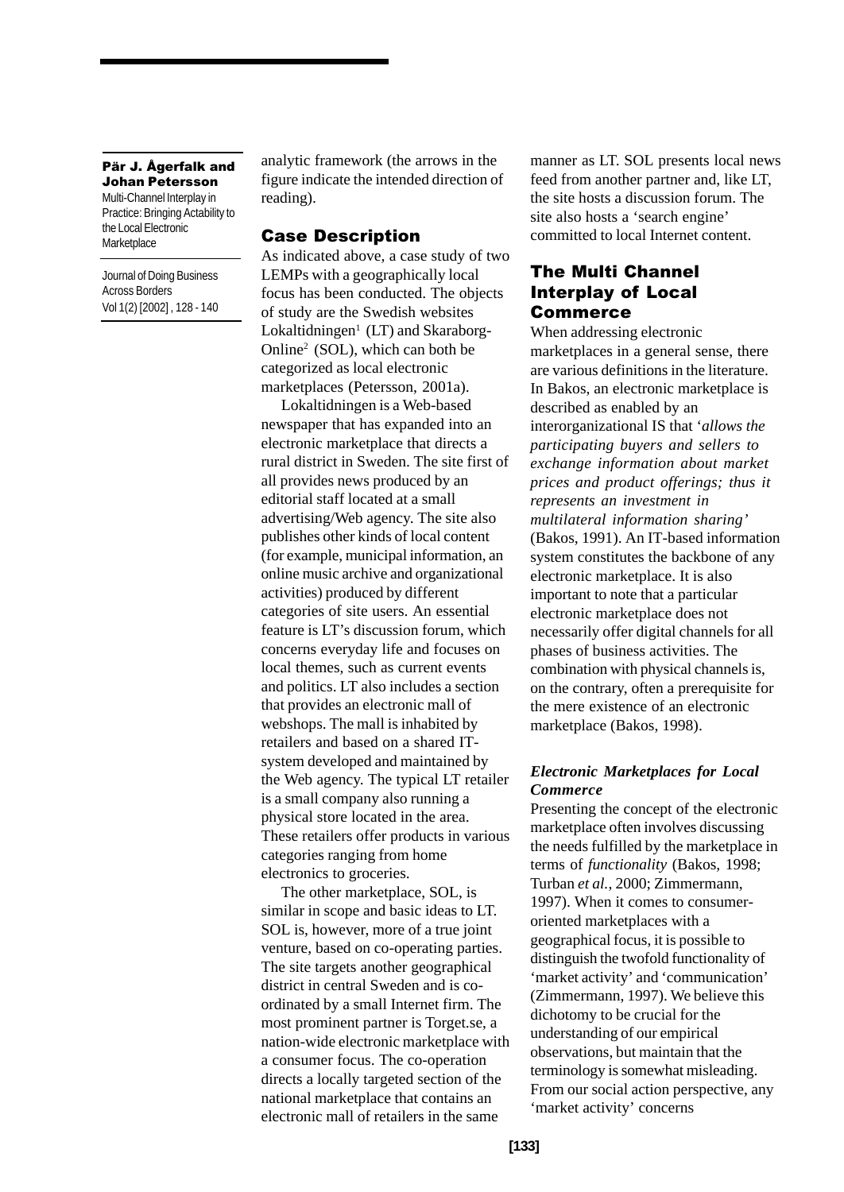analytic framework (the arrows in the figure indicate the intended direction of reading).

## Case Description

As indicated above, a case study of two LEMPs with a geographically local focus has been conducted. The objects of study are the Swedish websites Lokaltidningen[1] (LT) and Skaraborg-Online[2] (SOL), which can both be categorized as local electronic marketplaces (Petersson, 2001a).

Lokaltidningen is a Web-based newspaper that has expanded into an electronic marketplace that directs a rural district in Sweden. The site first of all provides news produced by an editorial staff located at a small advertising/Web agency. The site also publishes other kinds of local content (for example, municipal information, an online music archive and organizational activities) produced by different categories of site users. An essential feature is LT's discussion forum, which concerns everyday life and focuses on local themes, such as current events and politics. LT also includes a section that provides an electronic mall of webshops. The mall is inhabited by retailers and based on a shared IT-system developed and maintained by the Web agency. The typical LT retailer is a small company also running a physical store located in the area. These retailers offer products in various categories ranging from home electronics to groceries.

The other marketplace, SOL, is similar in scope and basic ideas to LT. SOL is, however, more of a true joint venture, based on co-operating parties. The site targets another geographical district in central Sweden and is co-ordinated by a small Internet firm. The most prominent partner is Torget.se, a nation-wide electronic marketplace with a consumer focus. The co-operation directs a locally targeted section of the national marketplace that contains an electronic mall of retailers in the same manner as LT. SOL presents local news feed from another partner and, like LT, the site hosts a discussion forum. The site also hosts a 'search engine' committed to local Internet content.

## The Multi Channel Interplay of Local Commerce

When addressing electronic marketplaces in a general sense, there are various definitions in the literature. In Bakos, an electronic marketplace is described as enabled by an interorganizational IS that '*allows the participating buyers and sellers to exchange information about market prices and product offerings; thus it represents an investment in multilateral information sharing'* (Bakos, 1991). An IT-based information system constitutes the backbone of any electronic marketplace. It is also important to note that a particular electronic marketplace does not necessarily offer digital channels for all phases of business activities. The combination with physical channels is, on the contrary, often a prerequisite for the mere existence of an electronic marketplace (Bakos, 1998).

### *Electronic Marketplaces for Local Commerce*

Presenting the concept of the electronic marketplace often involves discussing the needs fulfilled by the marketplace in terms of *functionality* (Bakos, 1998; Turban *et al.*, 2000; Zimmermann, 1997). When it comes to consumer-oriented marketplaces with a geographical focus, it is possible to distinguish the twofold functionality of 'market activity' and 'communication' (Zimmermann, 1997). We believe this dichotomy to be crucial for the understanding of our empirical observations, but maintain that the terminology is somewhat misleading. From our social action perspective, any 'market activity' concerns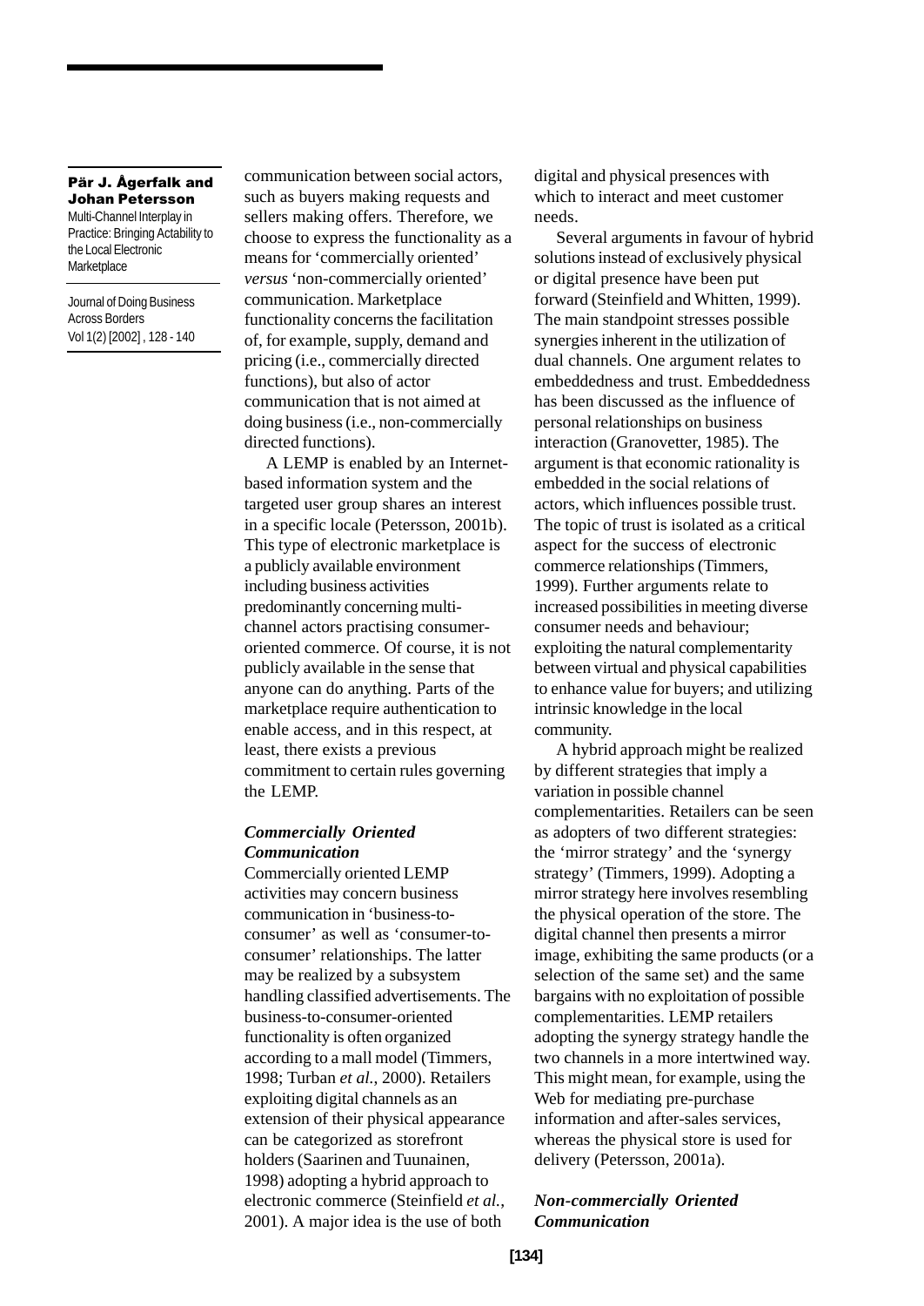communication between social actors, such as buyers making requests and sellers making offers. Therefore, we choose to express the functionality as a means for 'commercially oriented' *versus* 'non-commercially oriented' communication. Marketplace functionality concerns the facilitation of, for example, supply, demand and pricing (i.e., commercially directed functions), but also of actor communication that is not aimed at doing business (i.e., non-commercially directed functions).

A LEMP is enabled by an Internet-based information system and the targeted user group shares an interest in a specific locale (Petersson, 2001b). This type of electronic marketplace is a publicly available environment including business activities predominantly concerning multi-channel actors practising consumer-oriented commerce. Of course, it is not publicly available in the sense that anyone can do anything. Parts of the marketplace require authentication to enable access, and in this respect, at least, there exists a previous commitment to certain rules governing the LEMP.

### *Commercially Oriented Communication*

Commercially oriented LEMP activities may concern business communication in 'business-to-consumer' as well as 'consumer-to-consumer' relationships. The latter may be realized by a subsystem handling classified advertisements. The business-to-consumer-oriented functionality is often organized according to a mall model (Timmers, 1998; Turban *et al.*, 2000). Retailers exploiting digital channels as an extension of their physical appearance can be categorized as storefront holders (Saarinen and Tuunainen, 1998) adopting a hybrid approach to electronic commerce (Steinfield *et al.*, 2001). A major idea is the use of both digital and physical presences with which to interact and meet customer needs.

Several arguments in favour of hybrid solutions instead of exclusively physical or digital presence have been put forward (Steinfield and Whitten, 1999). The main standpoint stresses possible synergies inherent in the utilization of dual channels. One argument relates to embeddedness and trust. Embeddedness has been discussed as the influence of personal relationships on business interaction (Granovetter, 1985). The argument is that economic rationality is embedded in the social relations of actors, which influences possible trust. The topic of trust is isolated as a critical aspect for the success of electronic commerce relationships (Timmers, 1999). Further arguments relate to increased possibilities in meeting diverse consumer needs and behaviour; exploiting the natural complementarity between virtual and physical capabilities to enhance value for buyers; and utilizing intrinsic knowledge in the local community.

A hybrid approach might be realized by different strategies that imply a variation in possible channel complementarities. Retailers can be seen as adopters of two different strategies: the 'mirror strategy' and the 'synergy strategy' (Timmers, 1999). Adopting a mirror strategy here involves resembling the physical operation of the store. The digital channel then presents a mirror image, exhibiting the same products (or a selection of the same set) and the same bargains with no exploitation of possible complementarities. LEMP retailers adopting the synergy strategy handle the two channels in a more intertwined way. This might mean, for example, using the Web for mediating pre-purchase information and after-sales services, whereas the physical store is used for delivery (Petersson, 2001a).

### *Non-commercially Oriented Communication*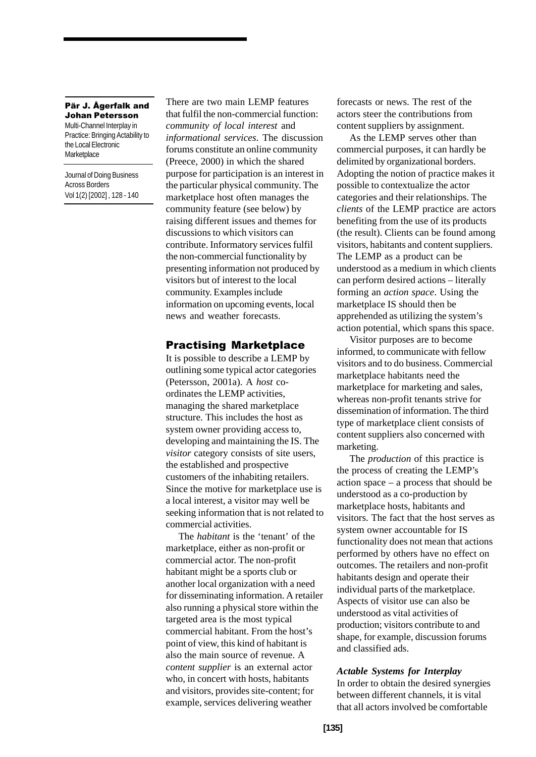There are two main LEMP features that fulfil the non-commercial function: *community of local interest* and *informational services*. The discussion forums constitute an online community (Preece, 2000) in which the shared purpose for participation is an interest in the particular physical community. The marketplace host often manages the community feature (see below) by raising different issues and themes for discussions to which visitors can contribute. Informatory services fulfil the non-commercial functionality by presenting information not produced by visitors but of interest to the local community. Examples include information on upcoming events, local news and weather forecasts.

## Practising Marketplace

It is possible to describe a LEMP by outlining some typical actor categories (Petersson, 2001a). A *host* co-ordinates the LEMP activities, managing the shared marketplace structure. This includes the host as system owner providing access to, developing and maintaining the IS. The *visitor* category consists of site users, the established and prospective customers of the inhabiting retailers. Since the motive for marketplace use is a local interest, a visitor may well be seeking information that is not related to commercial activities.

The *habitant* is the 'tenant' of the marketplace, either as non-profit or commercial actor. The non-profit habitant might be a sports club or another local organization with a need for disseminating information. A retailer also running a physical store within the targeted area is the most typical commercial habitant. From the host's point of view, this kind of habitant is also the main source of revenue. A *content supplier* is an external actor who, in concert with hosts, habitants and visitors, provides site-content; for example, services delivering weather forecasts or news. The rest of the actors steer the contributions from content suppliers by assignment.

As the LEMP serves other than commercial purposes, it can hardly be delimited by organizational borders. Adopting the notion of practice makes it possible to contextualize the actor categories and their relationships. The *clients* of the LEMP practice are actors benefiting from the use of its products (the result). Clients can be found among visitors, habitants and content suppliers. The LEMP as a product can be understood as a medium in which clients can perform desired actions – literally forming an *action space*. Using the marketplace IS should then be apprehended as utilizing the system's action potential, which spans this space.

Visitor purposes are to become informed, to communicate with fellow visitors and to do business. Commercial marketplace habitants need the marketplace for marketing and sales, whereas non-profit tenants strive for dissemination of information. The third type of marketplace client consists of content suppliers also concerned with marketing.

The *production* of this practice is the process of creating the LEMP's action space – a process that should be understood as a co-production by marketplace hosts, habitants and visitors. The fact that the host serves as system owner accountable for IS functionality does not mean that actions performed by others have no effect on outcomes. The retailers and non-profit habitants design and operate their individual parts of the marketplace. Aspects of visitor use can also be understood as vital activities of production; visitors contribute to and shape, for example, discussion forums and classified ads.

### *Actable Systems for Interplay*

In order to obtain the desired synergies between different channels, it is vital that all actors involved be comfortable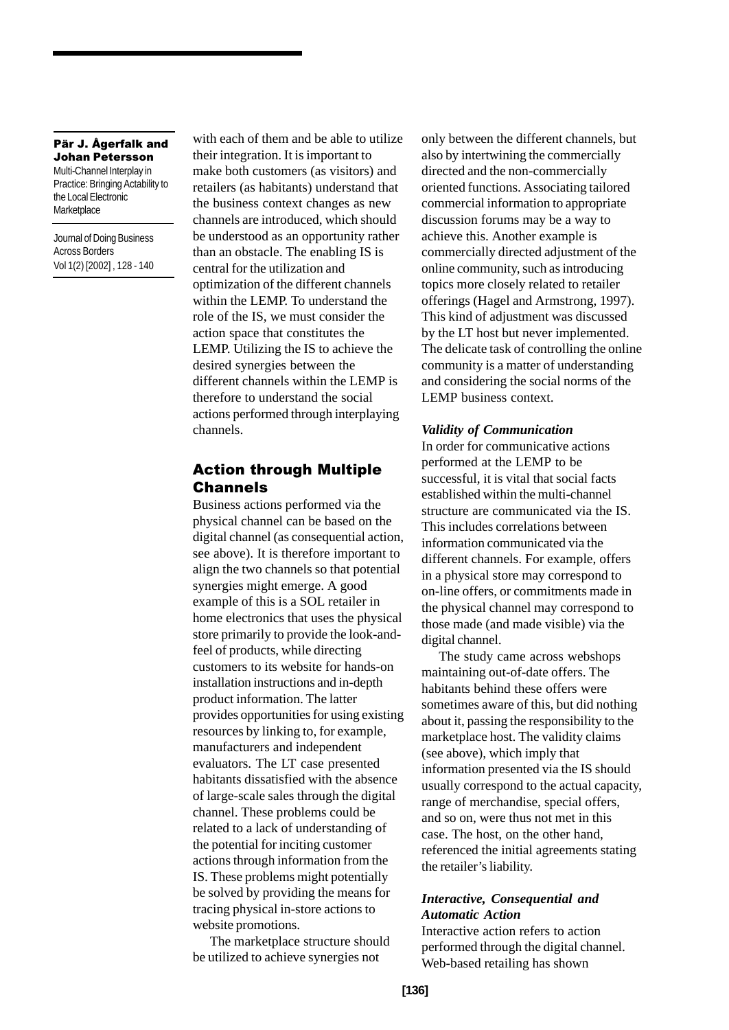with each of them and be able to utilize their integration. It is important to make both customers (as visitors) and retailers (as habitants) understand that the business context changes as new channels are introduced, which should be understood as an opportunity rather than an obstacle. The enabling IS is central for the utilization and optimization of the different channels within the LEMP. To understand the role of the IS, we must consider the action space that constitutes the LEMP. Utilizing the IS to achieve the desired synergies between the different channels within the LEMP is therefore to understand the social actions performed through interplaying channels.

## Action through Multiple Channels

Business actions performed via the physical channel can be based on the digital channel (as consequential action, see above). It is therefore important to align the two channels so that potential synergies might emerge. A good example of this is a SOL retailer in home electronics that uses the physical store primarily to provide the look-and-feel of products, while directing customers to its website for hands-on installation instructions and in-depth product information. The latter provides opportunities for using existing resources by linking to, for example, manufacturers and independent evaluators. The LT case presented habitants dissatisfied with the absence of large-scale sales through the digital channel. These problems could be related to a lack of understanding of the potential for inciting customer actions through information from the IS. These problems might potentially be solved by providing the means for tracing physical in-store actions to website promotions.

The marketplace structure should be utilized to achieve synergies not only between the different channels, but also by intertwining the commercially directed and the non-commercially oriented functions. Associating tailored commercial information to appropriate discussion forums may be a way to achieve this. Another example is commercially directed adjustment of the online community, such as introducing topics more closely related to retailer offerings (Hagel and Armstrong, 1997). This kind of adjustment was discussed by the LT host but never implemented. The delicate task of controlling the online community is a matter of understanding and considering the social norms of the LEMP business context.

### *Validity of Communication*

In order for communicative actions performed at the LEMP to be successful, it is vital that social facts established within the multi-channel structure are communicated via the IS. This includes correlations between information communicated via the different channels. For example, offers in a physical store may correspond to on-line offers, or commitments made in the physical channel may correspond to those made (and made visible) via the digital channel.

The study came across webshops maintaining out-of-date offers. The habitants behind these offers were sometimes aware of this, but did nothing about it, passing the responsibility to the marketplace host. The validity claims (see above), which imply that information presented via the IS should usually correspond to the actual capacity, range of merchandise, special offers, and so on, were thus not met in this case. The host, on the other hand, referenced the initial agreements stating the retailer's liability.

### *Interactive, Consequential and Automatic Action*

Interactive action refers to action performed through the digital channel. Web-based retailing has shown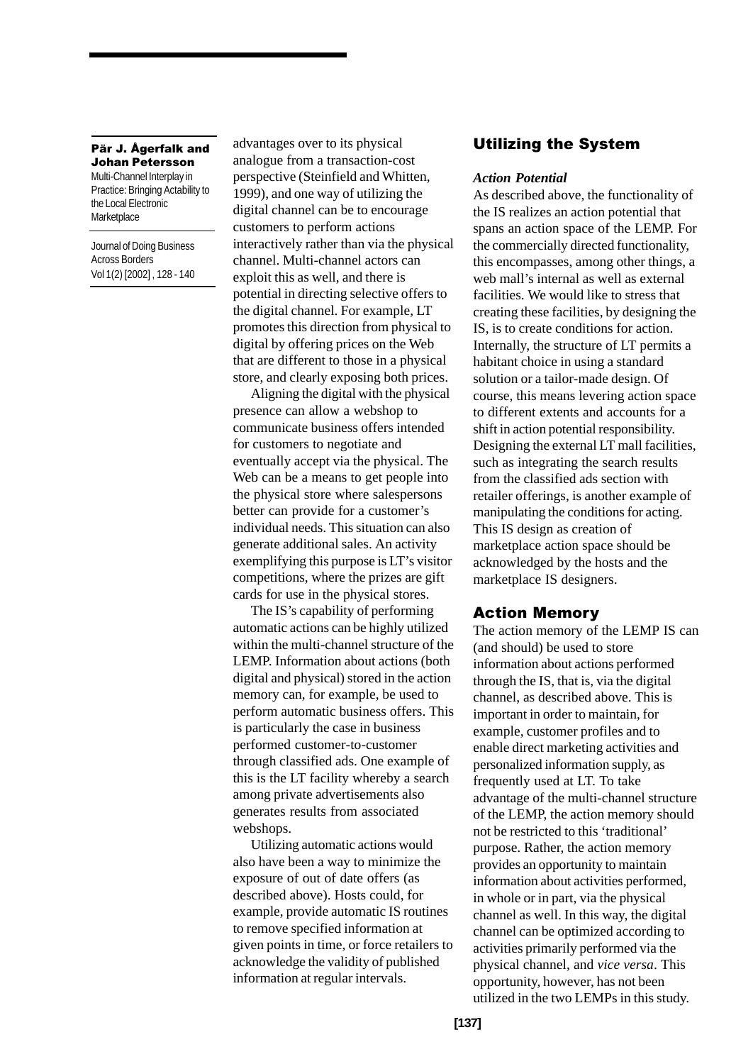advantages over to its physical analogue from a transaction-cost perspective (Steinfield and Whitten, 1999), and one way of utilizing the digital channel can be to encourage customers to perform actions interactively rather than via the physical channel. Multi-channel actors can exploit this as well, and there is potential in directing selective offers to the digital channel. For example, LT promotes this direction from physical to digital by offering prices on the Web that are different to those in a physical store, and clearly exposing both prices.

Aligning the digital with the physical presence can allow a webshop to communicate business offers intended for customers to negotiate and eventually accept via the physical. The Web can be a means to get people into the physical store where salespersons better can provide for a customer's individual needs. This situation can also generate additional sales. An activity exemplifying this purpose is LT's visitor competitions, where the prizes are gift cards for use in the physical stores.

The IS's capability of performing automatic actions can be highly utilized within the multi-channel structure of the LEMP. Information about actions (both digital and physical) stored in the action memory can, for example, be used to perform automatic business offers. This is particularly the case in business performed customer-to-customer through classified ads. One example of this is the LT facility whereby a search among private advertisements also generates results from associated webshops.

Utilizing automatic actions would also have been a way to minimize the exposure of out of date offers (as described above). Hosts could, for example, provide automatic IS routines to remove specified information at given points in time, or force retailers to acknowledge the validity of published information at regular intervals.

## Utilizing the System

### *Action Potential*

As described above, the functionality of the IS realizes an action potential that spans an action space of the LEMP. For the commercially directed functionality, this encompasses, among other things, a web mall's internal as well as external facilities. We would like to stress that creating these facilities, by designing the IS, is to create conditions for action. Internally, the structure of LT permits a habitant choice in using a standard solution or a tailor-made design. Of course, this means levering action space to different extents and accounts for a shift in action potential responsibility. Designing the external LT mall facilities, such as integrating the search results from the classified ads section with retailer offerings, is another example of manipulating the conditions for acting. This IS design as creation of marketplace action space should be acknowledged by the hosts and the marketplace IS designers.

## Action Memory

The action memory of the LEMP IS can (and should) be used to store information about actions performed through the IS, that is, via the digital channel, as described above. This is important in order to maintain, for example, customer profiles and to enable direct marketing activities and personalized information supply, as frequently used at LT. To take advantage of the multi-channel structure of the LEMP, the action memory should not be restricted to this 'traditional' purpose. Rather, the action memory provides an opportunity to maintain information about activities performed, in whole or in part, via the physical channel as well. In this way, the digital channel can be optimized according to activities primarily performed via the physical channel, and *vice versa*. This opportunity, however, has not been utilized in the two LEMPs in this study.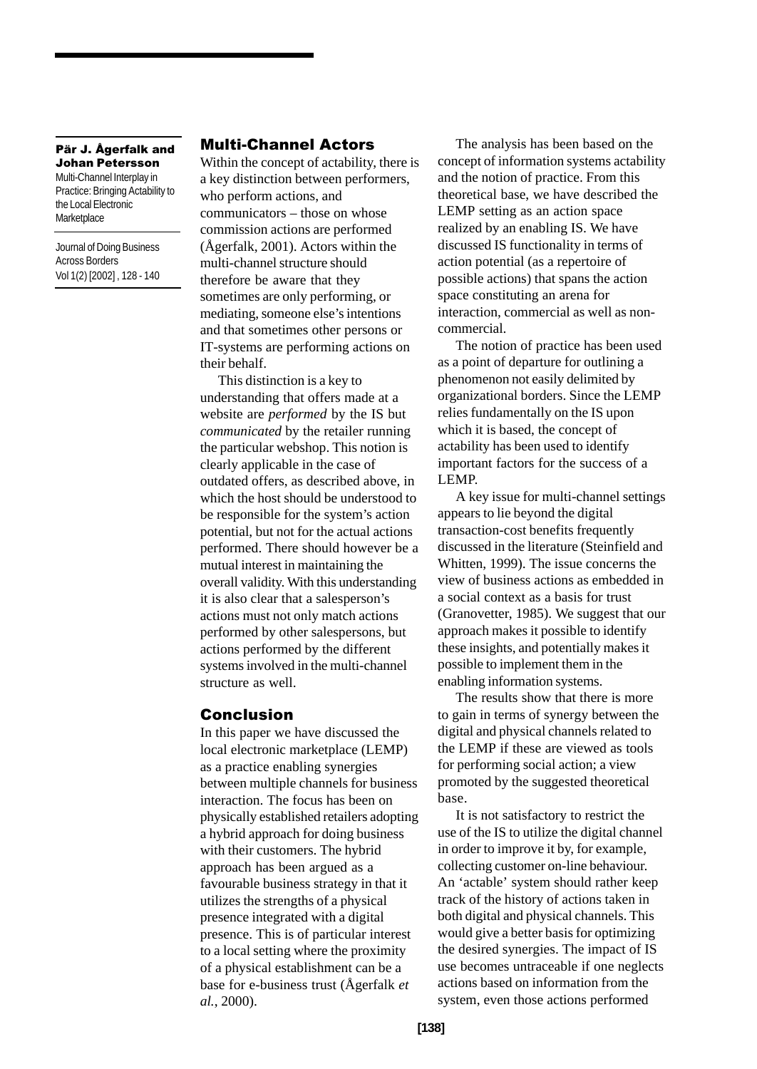## Multi-Channel Actors

Within the concept of actability, there is a key distinction between performers, who perform actions, and communicators – those on whose commission actions are performed (Ågerfalk, 2001). Actors within the multi-channel structure should therefore be aware that they sometimes are only performing, or mediating, someone else's intentions and that sometimes other persons or IT-systems are performing actions on their behalf.

This distinction is a key to understanding that offers made at a website are *performed* by the IS but *communicated* by the retailer running the particular webshop. This notion is clearly applicable in the case of outdated offers, as described above, in which the host should be understood to be responsible for the system's action potential, but not for the actual actions performed. There should however be a mutual interest in maintaining the overall validity. With this understanding it is also clear that a salesperson's actions must not only match actions performed by other salespersons, but actions performed by the different systems involved in the multi-channel structure as well.

## Conclusion

In this paper we have discussed the local electronic marketplace (LEMP) as a practice enabling synergies between multiple channels for business interaction. The focus has been on physically established retailers adopting a hybrid approach for doing business with their customers. The hybrid approach has been argued as a favourable business strategy in that it utilizes the strengths of a physical presence integrated with a digital presence. This is of particular interest to a local setting where the proximity of a physical establishment can be a base for e-business trust (Ågerfalk *et al.*, 2000).

The analysis has been based on the concept of information systems actability and the notion of practice. From this theoretical base, we have described the LEMP setting as an action space realized by an enabling IS. We have discussed IS functionality in terms of action potential (as a repertoire of possible actions) that spans the action space constituting an arena for interaction, commercial as well as non-commercial.

The notion of practice has been used as a point of departure for outlining a phenomenon not easily delimited by organizational borders. Since the LEMP relies fundamentally on the IS upon which it is based, the concept of actability has been used to identify important factors for the success of a LEMP.

A key issue for multi-channel settings appears to lie beyond the digital transaction-cost benefits frequently discussed in the literature (Steinfield and Whitten, 1999). The issue concerns the view of business actions as embedded in a social context as a basis for trust (Granovetter, 1985). We suggest that our approach makes it possible to identify these insights, and potentially makes it possible to implement them in the enabling information systems.

The results show that there is more to gain in terms of synergy between the digital and physical channels related to the LEMP if these are viewed as tools for performing social action; a view promoted by the suggested theoretical base.

It is not satisfactory to restrict the use of the IS to utilize the digital channel in order to improve it by, for example, collecting customer on-line behaviour. An 'actable' system should rather keep track of the history of actions taken in both digital and physical channels. This would give a better basis for optimizing the desired synergies. The impact of IS use becomes untraceable if one neglects actions based on information from the system, even those actions performed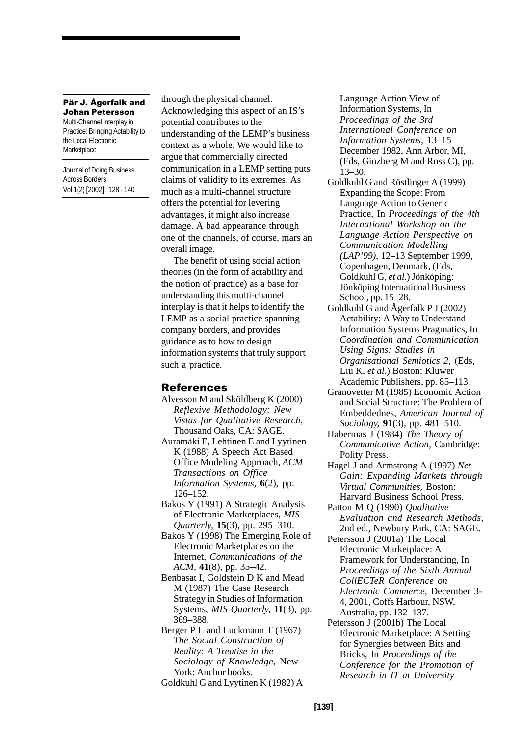through the physical channel. Acknowledging this aspect of an IS's potential contributes to the understanding of the LEMP's business context as a whole. We would like to argue that commercially directed communication in a LEMP setting puts claims of validity to its extremes. As much as a multi-channel structure offers the potential for levering advantages, it might also increase damage. A bad appearance through one of the channels, of course, mars an overall image.

The benefit of using social action theories (in the form of actability and the notion of practice) as a base for understanding this multi-channel interplay is that it helps to identify the LEMP as a social practice spanning company borders, and provides guidance as to how to design information systems that truly support such a practice.

## References

Alvesson M and Sköldberg K (2000) *Reflexive Methodology: New Vistas for Qualitative Research*, Thousand Oaks, CA: SAGE.

Auramäki E, Lehtinen E and Lyytinen K (1988) A Speech Act Based Office Modeling Approach, *ACM Transactions on Office Information Systems*, **6**(2), pp. 126–152.

Bakos Y (1991) A Strategic Analysis of Electronic Marketplaces, *MIS Quarterly*, **15**(3), pp. 295–310.

Bakos Y (1998) The Emerging Role of Electronic Marketplaces on the Internet, *Communications of the ACM*, **41**(8), pp. 35–42.

Benbasat I, Goldstein D K and Mead M (1987) The Case Research Strategy in Studies of Information Systems, *MIS Quarterly*, **11**(3), pp. 369–388.

Berger P L and Luckmann T (1967) *The Social Construction of Reality: A Treatise in the Sociology of Knowledge*, New York: Anchor books.

Goldkuhl G and Lyytinen K (1982) A Language Action View of Information Systems, In *Proceedings of the 3rd International Conference on Information Systems*, 13–15 December 1982, Ann Arbor, MI, (Eds, Ginzberg M and Ross C), pp. 13–30.

Goldkuhl G and Röstlinger A (1999) Expanding the Scope: From Language Action to Generic Practice, In *Proceedings of the 4th International Workshop on the Language Action Perspective on Communication Modelling (LAP'99)*, 12–13 September 1999, Copenhagen, Denmark, (Eds, Goldkuhl G, *et al.*) Jönköping: Jönköping International Business School, pp. 15–28.

Goldkuhl G and Ågerfalk P J (2002) Actability: A Way to Understand Information Systems Pragmatics, In *Coordination and Communication Using Signs: Studies in Organisational Semiotics 2*, (Eds, Liu K, *et al.*) Boston: Kluwer Academic Publishers, pp. 85–113.

Granovetter M (1985) Economic Action and Social Structure: The Problem of Embeddednes, *American Journal of Sociology*, **91**(3), pp. 481–510.

Habermas J (1984) *The Theory of Communicative Action*, Cambridge: Polity Press.

Hagel J and Armstrong A (1997) *Net Gain: Expanding Markets through Virtual Communities*, Boston: Harvard Business School Press.

Patton M Q (1990) *Qualitative Evaluation and Research Methods*, 2nd ed., Newbury Park, CA: SAGE.

Petersson J (2001a) The Local Electronic Marketplace: A Framework for Understanding, In *Proceedings of the Sixth Annual CollECTeR Conference on Electronic Commerce*, December 3-4, 2001, Coffs Harbour, NSW, Australia, pp. 132–137.

Petersson J (2001b) The Local Electronic Marketplace: A Setting for Synergies between Bits and Bricks, In *Proceedings of the Conference for the Promotion of Research in IT at University*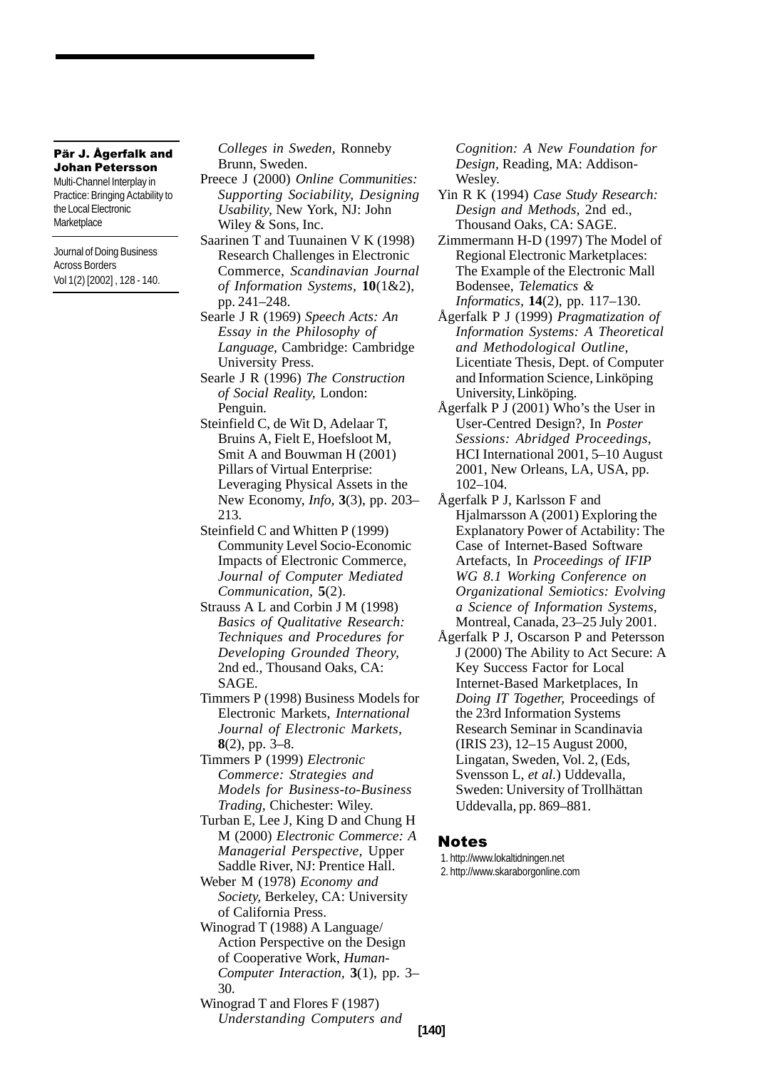*Colleges in Sweden*, Ronneby Brunn, Sweden.

Preece J (2000) *Online Communities: Supporting Sociability, Designing Usability*, New York, NJ: John Wiley & Sons, Inc.

Saarinen T and Tuunainen V K (1998) Research Challenges in Electronic Commerce, *Scandinavian Journal of Information Systems*, **10**(1&2), pp. 241–248.

Searle J R (1969) *Speech Acts: An Essay in the Philosophy of Language*, Cambridge: Cambridge University Press.

Searle J R (1996) *The Construction of Social Reality*, London: Penguin.

Steinfield C, de Wit D, Adelaar T, Bruins A, Fielt E, Hoefsloot M, Smit A and Bouwman H (2001) Pillars of Virtual Enterprise: Leveraging Physical Assets in the New Economy, *Info*, **3**(3), pp. 203–213.

Steinfield C and Whitten P (1999) Community Level Socio-Economic Impacts of Electronic Commerce, *Journal of Computer Mediated Communication*, **5**(2).

Strauss A L and Corbin J M (1998) *Basics of Qualitative Research: Techniques and Procedures for Developing Grounded Theory*, 2nd ed., Thousand Oaks, CA: SAGE.

Timmers P (1998) Business Models for Electronic Markets, *International Journal of Electronic Markets*, **8**(2), pp. 3–8.

Timmers P (1999) *Electronic Commerce: Strategies and Models for Business-to-Business Trading*, Chichester: Wiley.

Turban E, Lee J, King D and Chung H M (2000) *Electronic Commerce: A Managerial Perspective*, Upper Saddle River, NJ: Prentice Hall.

Weber M (1978) *Economy and Society*, Berkeley, CA: University of California Press.

Winograd T (1988) A Language/Action Perspective on the Design of Cooperative Work, *Human-Computer Interaction*, **3**(1), pp. 3–30.

Winograd T and Flores F (1987) *Understanding Computers and Cognition: A New Foundation for Design*, Reading, MA: Addison-Wesley.

Yin R K (1994) *Case Study Research: Design and Methods*, 2nd ed., Thousand Oaks, CA: SAGE.

Zimmermann H-D (1997) The Model of Regional Electronic Marketplaces: The Example of the Electronic Mall Bodensee, *Telematics & Informatics*, **14**(2), pp. 117–130.

Ågerfalk P J (1999) *Pragmatization of Information Systems: A Theoretical and Methodological Outline*, Licentiate Thesis, Dept. of Computer and Information Science, Linköping University, Linköping.

Ågerfalk P J (2001) Who's the User in User-Centred Design?, In *Poster Sessions: Abridged Proceedings*, HCI International 2001, 5–10 August 2001, New Orleans, LA, USA, pp. 102–104.

Ågerfalk P J, Karlsson F and Hjalmarsson A (2001) Exploring the Explanatory Power of Actability: The Case of Internet-Based Software Artefacts, In *Proceedings of IFIP WG 8.1 Working Conference on Organizational Semiotics: Evolving a Science of Information Systems*, Montreal, Canada, 23–25 July 2001.

Ågerfalk P J, Oscarson P and Petersson J (2000) The Ability to Act Secure: A Key Success Factor for Local Internet-Based Marketplaces, In *Doing IT Together*, Proceedings of the 23rd Information Systems Research Seminar in Scandinavia (IRIS 23), 12–15 August 2000, Lingatan, Sweden, Vol. 2, (Eds, Svensson L, *et al.*) Uddevalla, Sweden: University of Trollhättan Uddevalla, pp. 869–881.

## Notes

1. http://www.lokaltidningen.net
2. http://www.skaraborgonline.com